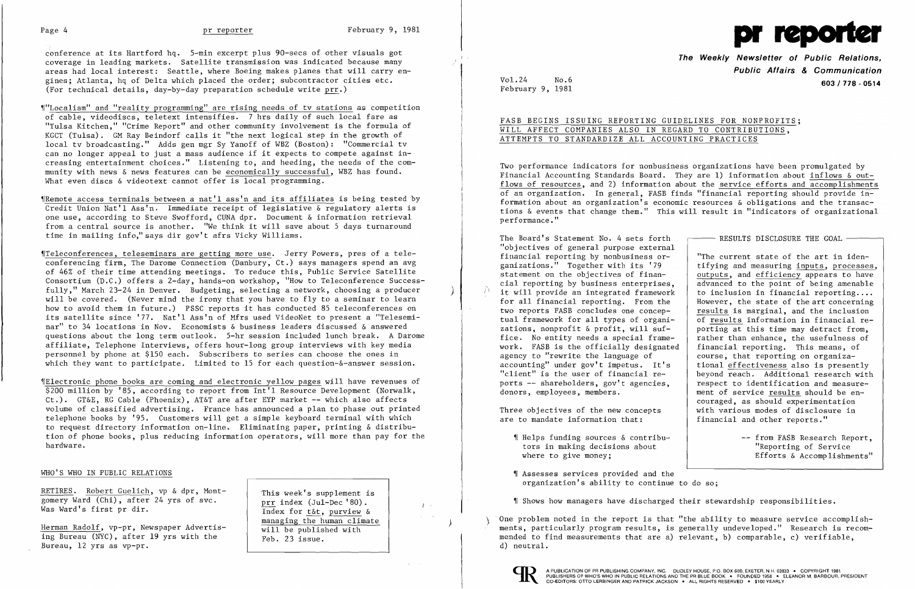conference at its Hartford hq. 5-min excerpt plus 90-secs of other visuals got coverage in leading markets. Satellite transmission was indicated because many areas had local interest: Seattle, where Boeing makes planes that will carry engines; Atlanta, hq of Delta which placed the order; subcontractor cities etc. (For technical details, day-by-day preparation schedule write prr.)

¶"Localism" and "reality programming" are rising needs of tv stations as competition of cable, videodiscs, teletext intensifies. 7 hrs daily of such local fare as "Tulsa Kitchen," "Crime Report" and other community involvement is the formula of KGCT (Tulsa). GM Ray Beindorf calls it "the next logical step in the growth of local tv broadcasting." Adds gen mgr Sy Yanoff of WBZ (Boston): "Commercial tv can no longer appeal to just a mass audience if it expects to compete against increasing entertainment choices." Listening to, and heeding, the needs of the community with news & news features can be economically successful, WBZ has found. What even discs & videotext cannot offer is local programming.

¶Remote access terminals between a nat'l ass'n and its affiliates is being tested by Credit Union Nat'l Ass'n. Immediate receipt of legislative & regulatory alerts is one use, according to Steve Swofford, CUNA dpr. Document & information retrieval from a central source is another. "We think it will save about 5 days turnaround time in mailing info," says dir gov't afrs Vicky Williams.

¶Teleconferences, teleseminars are getting more use. Jerry Powers, pres of a teleconferencing firm, The Darome Connection (Danbury, Ct.) says managers spend an avg of 46% of their time attending meetings. To reduce this, Public Service Satellite Consortium (D.C.) offers a 2-day, hands-on workshop, "How to Teleconference Successfully," March 23-24 in Denver. Budgeting, selecting a network, choosing a producer will be covered. (Never mind the irony that you have to fly to a seminar to learn how to avoid them in future.) PSSC reports it has conducted 85 teleconferences on its satellite since '77. Nat'l Ass'n of Mfrs used VideoNet to present a "Teleseminar" to 34 locations in Nov. Economists & business leaders discussed & answered questions about the long term outlook. 5-hr session included lunch break. A Darome affiliate, Telephone Interviews, offers hour-long group interviews with key media personnel by phone at $150 each. Subscribers to series can choose the ones in which they want to participate. Limited to 15 for each question-&-answer session.

¶Electronic phone books are coming and electronic yellow pages will have revenues of $200 million by '85, according to report from Int'l Resource Development (Norwalk, Ct.). GT&E, RG Cable (Phoenix), AT&T are after EYP market -- which also affects volume of classified advertising. France has announced a plan to phase out printed telephone books by '95. Customers will get a simple keyboard terminal with which to request directory information on-line. Eliminating paper, printing & distribution of phone books, plus reducing information operators, will more than pay for the hardware.

## WHO'S WHO IN PUBLIC RELATIONS

RETIRES. Robert Guelich, vp & dpr, Montgomery Ward (Chi), after 24 yrs of svc. Was Ward's first pr dir.

Herman Radolf, vp-pr, Newspaper Advertising Bureau (NYC), after 19 yrs with the Bureau, 12 yrs as vp-pr.

> This week's supplement is prr index (Jul-Dec '80). Index for t&t, purview & managing the human climate will be published with Feb. 23 issue.

# pr reporter

**The Weekly Newsletter of Public Relations, Public Affairs & Communication**

603 / 778 - 0514

Vol.24 No.6
February 9, 1981

## FASB BEGINS ISSUING REPORTING GUIDELINES FOR NONPROFITS; WILL AFFECT COMPANIES ALSO IN REGARD TO CONTRIBUTIONS, ATTEMPTS TO STANDARDIZE ALL ACCOUNTING PRACTICES

Two performance indicators for nonbusiness organizations have been promulgated by Financial Accounting Standards Board. They are 1) information about inflows & outflows of resources, and 2) information about the service efforts and accomplishments of an organization. In general, FASB finds "financial reporting should provide information about an organization's economic resources & obligations and the transactions & events that change them." This will result in "indicators of organizational performance."

The Board's Statement No. 4 sets forth "objectives of general purpose external financial reporting by nonbusiness organizations." Together with its '79 statement on the objectives of financial reporting by business enterprises, it will provide an integrated framework for all financial reporting. From the two reports FASB concludes one conceptual framework for all types of organizations, nonprofit & profit, will suffice. No entity needs a special framework. FASB is the officially designated agency to "rewrite the language of accounting" under gov't impetus. It's "client" is the user of financial reports -- shareholders, gov't agencies, donors, employees, members.

> **RESULTS DISCLOSURE THE GOAL**
>
> "The current state of the art in identifying and measuring inputs, processes, outputs, and efficiency appears to have advanced to the point of being amenable to inclusion in financial reporting.... However, the state of the art concerning results is marginal, and the inclusion of results information in financial reporting at this time may detract from, rather than enhance, the usefulness of financial reporting. This means, of course, that reporting on organizational effectiveness also is presently beyond reach. Additional research with respect to identification and measurement of service results should be encouraged, as should experimentation with various modes of disclosure in financial and other reports."
>
> -- from FASB Research Report, "Reporting of Service Efforts & Accomplishments"

Three objectives of the new concepts are to mandate information that:

¶ Helps funding sources & contributors in making decisions about where to give money;

¶ Assesses services provided and the organization's ability to continue to do so;

¶ Shows how managers have discharged their stewardship responsibilities.

One problem noted in the report is that "the ability to measure service accomplishments, particularly program results, is generally undeveloped." Research is recommended to find measurements that are a) relevant, b) comparable, c) verifiable, d) neutral.

A PUBLICATION OF PR PUBLISHING COMPANY, INC. DUDLEY HOUSE, P.O. BOX 600, EXETER, N.H. 03833 • COPYRIGHT 1981
PUBLISHERS OF WHO'S WHO IN PUBLIC RELATIONS AND THE PR BLUE BOOK • FOUNDED 1958 • ELEANOR M. BARBOUR, PRESIDENT
CO-EDITORS: OTTO LERBINGER AND PATRICK JACKSON • ALL RIGHTS RESERVED • $100 YEARLY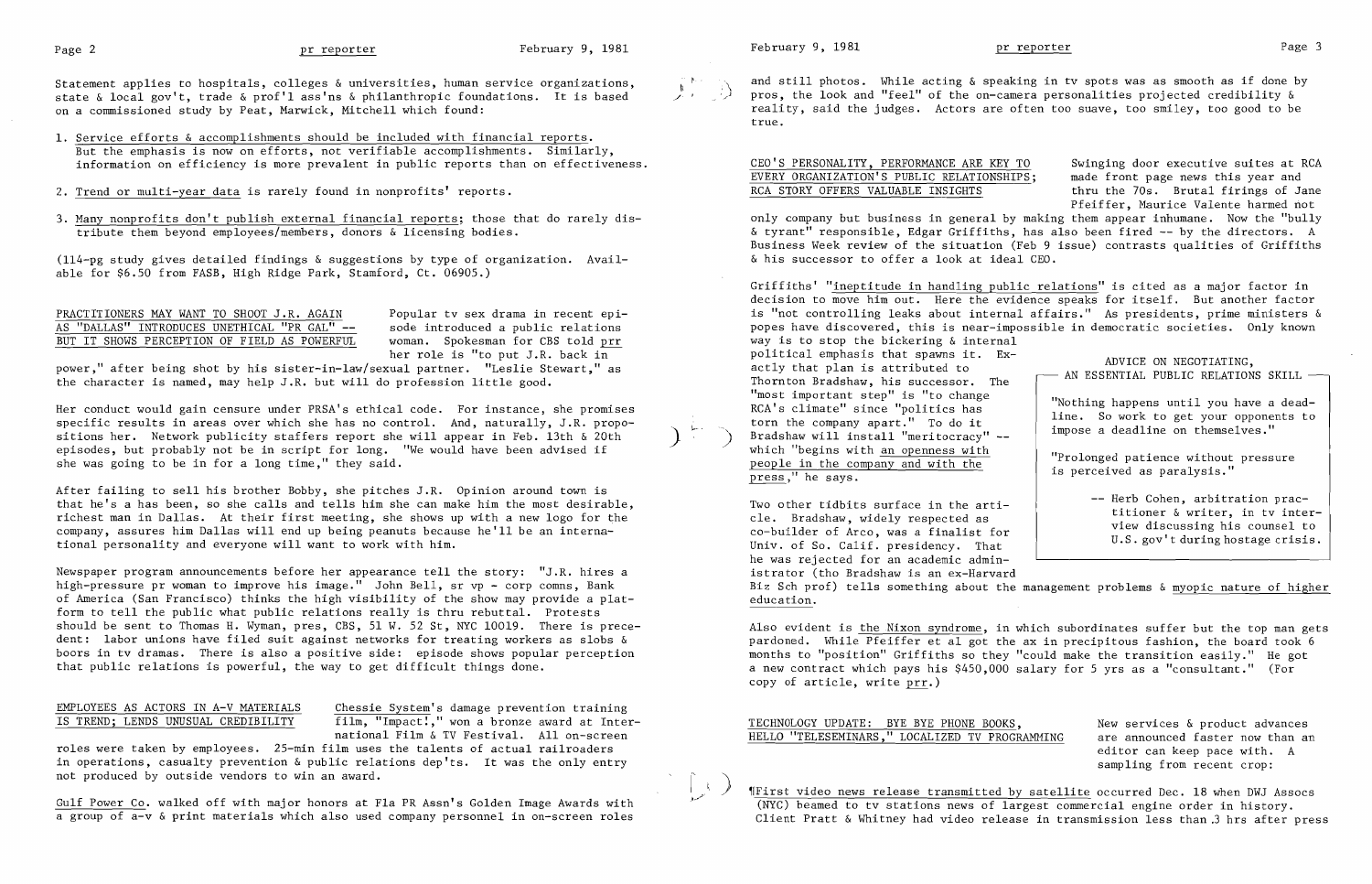Statement applies to hospitals, colleges & universities, human service organizations, state & local gov't, trade & prof'l ass'ns & philanthropic foundations. It is based on a commissioned study by Peat, Marwick, Mitchell which found:

1. Service efforts & accomplishments should be included with financial reports. But the emphasis is now on efforts, not verifiable accomplishments. Similarly, information on efficiency is more prevalent in public reports than on effectiveness.

2. Trend or multi-year data is rarely found in nonprofits' reports.

3. Many nonprofits don't publish external financial reports; those that do rarely distribute them beyond employees/members, donors & licensing bodies.

(114-pg study gives detailed findings & suggestions by type of organization. Available for $6.50 from FASB, High Ridge Park, Stamford, Ct. 06905.)

PRACTITIONERS MAY WANT TO SHOOT J.R. AGAIN AS "DALLAS" INTRODUCES UNETHICAL "PR GAL" -- BUT IT SHOWS PERCEPTION OF FIELD AS POWERFUL

Popular tv sex drama in recent episode introduced a public relations woman. Spokesman for CBS told prr her role is "to put J.R. back in power," after being shot by his sister-in-law/sexual partner. "Leslie Stewart," as the character is named, may help J.R. but will do profession little good.

Her conduct would gain censure under PRSA's ethical code. For instance, she promises specific results in areas over which she has no control. And, naturally, J.R. propositions her. Network publicity staffers report she will appear in Feb. 13th & 20th episodes, but probably not be in script for long. "We would have been advised if she was going to be in for a long time," they said.

After failing to sell his brother Bobby, she pitches J.R. Opinion around town is that he's a has been, so she calls and tells him she can make him the most desirable, richest man in Dallas. At their first meeting, she shows up with a new logo for the company, assures him Dallas will end up being peanuts because he'll be an international personality and everyone will want to work with him.

Newspaper program announcements before her appearance tell the story: "J.R. hires a high-pressure pr woman to improve his image." John Bell, sr vp - corp comns, Bank of America (San Francisco) thinks the high visibility of the show may provide a platform to tell the public what public relations really is thru rebuttal. Protests should be sent to Thomas H. Wyman, pres, CBS, 51 W. 52 St, NYC 10019. There is precedent: labor unions have filed suit against networks for treating workers as slobs & boors in tv dramas. There is also a positive side: episode shows popular perception that public relations is powerful, the way to get difficult things done.

EMPLOYEES AS ACTORS IN A-V MATERIALS IS TREND; LENDS UNUSUAL CREDIBILITY

Chessie System's damage prevention training film, "Impact!," won a bronze award at International Film & TV Festival. All on-screen roles were taken by employees. 25-min film uses the talents of actual railroaders in operations, casualty prevention & public relations dep'ts. It was the only entry not produced by outside vendors to win an award.

Gulf Power Co. walked off with major honors at Fla PR Assn's Golden Image Awards with a group of a-v & print materials which also used company personnel in on-screen roles and still photos. While acting & speaking in tv spots was as smooth as if done by pros, the look and "feel" of the on-camera personalities projected credibility & reality, said the judges. Actors are often too suave, too smiley, too good to be true.

CEO'S PERSONALITY, PERFORMANCE ARE KEY TO EVERY ORGANIZATION'S PUBLIC RELATIONSHIPS; RCA STORY OFFERS VALUABLE INSIGHTS

Swinging door executive suites at RCA made front page news this year and thru the 70s. Brutal firings of Jane Pfeiffer, Maurice Valente harmed not only company but business in general by making them appear inhumane. Now the "bully & tyrant" responsible, Edgar Griffiths, has also been fired -- by the directors. A Business Week review of the situation (Feb 9 issue) contrasts qualities of Griffiths & his successor to offer a look at ideal CEO.

Griffiths' "ineptitude in handling public relations" is cited as a major factor in decision to move him out. Here the evidence speaks for itself. But another factor is "not controlling leaks about internal affairs." As presidents, prime ministers & popes have discovered, this is near-impossible in democratic societies. Only known way is to stop the bickering & internal political emphasis that spawns it. Exactly that plan is attributed to Thornton Bradshaw, his successor. The "most important step" is "to change RCA's climate" since "politics has torn the company apart." To do it Bradshaw will install "meritocracy" -- which "begins with an openness with people in the company and with the press," he says.

> **ADVICE ON NEGOTIATING, AN ESSENTIAL PUBLIC RELATIONS SKILL**
>
> "Nothing happens until you have a deadline. So work to get your opponents to impose a deadline on themselves."
>
> "Prolonged patience without pressure is perceived as paralysis."
>
> -- Herb Cohen, arbitration practitioner & writer, in tv interview discussing his counsel to U.S. gov't during hostage crisis.

Two other tidbits surface in the article. Bradshaw, widely respected as co-builder of Arco, was a finalist for Univ. of So. Calif. presidency. That he was rejected for an academic administrator (tho Bradshaw is an ex-Harvard Biz Sch prof) tells something about the management problems & myopic nature of higher education.

Also evident is the Nixon syndrome, in which subordinates suffer but the top man gets pardoned. While Pfeiffer et al got the ax in precipitous fashion, the board took 6 months to "position" Griffiths so they "could make the transition easily." He got a new contract which pays his $450,000 salary for 5 yrs as a "consultant." (For copy of article, write prr.)

TECHNOLOGY UPDATE: BYE BYE PHONE BOOKS, HELLO "TELESEMINARS," LOCALIZED TV PROGRAMMING

New services & product advances are announced faster now than an editor can keep pace with. A sampling from recent crop:

¶First video news release transmitted by satellite occurred Dec. 18 when DWJ Assocs (NYC) beamed to tv stations news of largest commercial engine order in history. Client Pratt & Whitney had video release in transmission less than 3 hrs after press